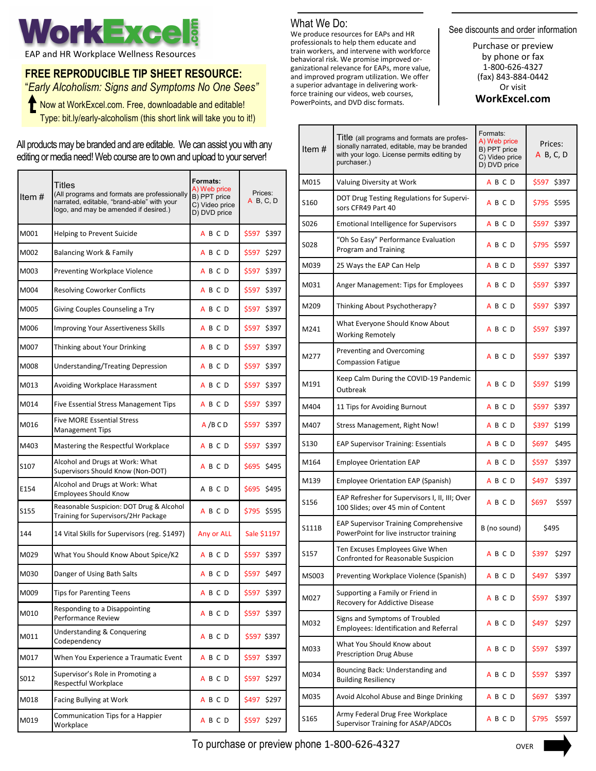# WorkExcel.com

EAP and HR Workplace Wellness Resources

## FREE REPRODUCIBLE TIP SHEET RESOURCE:

*"Early Alcoholism: Signs and Symptoms No One Sees"*

Now at WorkExcel.com. Free, downloadable and editable!
Type: bit.ly/early-alcoholism (this short link will take you to it!)

All products may be branded and are editable. We can assist you with any editing or media need! Web course are to own and upload to your server!

## What We Do:

We produce resources for EAPs and HR professionals to help them educate and train workers, and intervene with workforce behavioral risk. We promise improved organizational relevance for EAPs, more value, and improved program utilization. We offer a superior advantage in delivering workforce training our videos, web courses, PowerPoints, and DVD disc formats.

See discounts and order information

Purchase or preview
by phone or fax
1-800-626-4327
(fax) 843-884-0442
Or visit
**WorkExcel.com**

| Item # | Titles (All programs and formats are professionally narrated, editable, "brand-able" with your logo, and may be amended if desired.) | Formats: A) Web price B) PPT price C) Video price D) DVD price | Prices: A B, C, D |
|---|---|---|---|
| M001 | Helping to Prevent Suicide | A B C D | $597 $397 |
| M002 | Balancing Work & Family | A B C D | $597 $297 |
| M003 | Preventing Workplace Violence | A B C D | $597 $397 |
| M004 | Resolving Coworker Conflicts | A B C D | $597 $397 |
| M005 | Giving Couples Counseling a Try | A B C D | $597 $397 |
| M006 | Improving Your Assertiveness Skills | A B C D | $597 $397 |
| M007 | Thinking about Your Drinking | A B C D | $597 $397 |
| M008 | Understanding/Treating Depression | A B C D | $597 $397 |
| M013 | Avoiding Workplace Harassment | A B C D | $597 $397 |
| M014 | Five Essential Stress Management Tips | A B C D | $597 $397 |
| M016 | Five MORE Essential Stress Management Tips | A /B C D | $597 $397 |
| M403 | Mastering the Respectful Workplace | A B C D | $597 $397 |
| S107 | Alcohol and Drugs at Work: What Supervisors Should Know (Non-DOT) | A B C D | $695 $495 |
| E154 | Alcohol and Drugs at Work: What Employees Should Know | A B C D | $695 $495 |
| S155 | Reasonable Suspicion: DOT Drug & Alcohol Training for Supervisors/2Hr Package | A B C D | $795 $595 |
| 144 | 14 Vital Skills for Supervisors (reg. $1497) | Any or ALL | Sale $1197 |
| M029 | What You Should Know About Spice/K2 | A B C D | $597 $397 |
| M030 | Danger of Using Bath Salts | A B C D | $597 $497 |
| M009 | Tips for Parenting Teens | A B C D | $597 $397 |
| M010 | Responding to a Disappointing Performance Review | A B C D | $597 $397 |
| M011 | Understanding & Conquering Codependency | A B C D | $597 $397 |
| M017 | When You Experience a Traumatic Event | A B C D | $597 $397 |
| S012 | Supervisor's Role in Promoting a Respectful Workplace | A B C D | $597 $297 |
| M018 | Facing Bullying at Work | A B C D | $497 $297 |
| M019 | Communication Tips for a Happier Workplace | A B C D | $597 $297 |

| Item # | Title (all programs and formats are professionally narrated, editable, may be branded with your logo. License permits editing by purchaser.) | Formats: A) Web price B) PPT price C) Video price D) DVD price | Prices: A B, C, D |
|---|---|---|---|
| M015 | Valuing Diversity at Work | A B C D | $597 $397 |
| S160 | DOT Drug Testing Regulations for Supervisors CFR49 Part 40 | A B C D | $795 $595 |
| S026 | Emotional Intelligence for Supervisors | A B C D | $597 $397 |
| S028 | "Oh So Easy" Performance Evaluation Program and Training | A B C D | $795 $597 |
| M039 | 25 Ways the EAP Can Help | A B C D | $597 $397 |
| M031 | Anger Management: Tips for Employees | A B C D | $597 $397 |
| M209 | Thinking About Psychotherapy? | A B C D | $597 $397 |
| M241 | What Everyone Should Know About Working Remotely | A B C D | $597 $397 |
| M277 | Preventing and Overcoming Compassion Fatigue | A B C D | $597 $397 |
| M191 | Keep Calm During the COVID-19 Pandemic Outbreak | A B C D | $597 $199 |
| M404 | 11 Tips for Avoiding Burnout | A B C D | $597 $397 |
| M407 | Stress Management, Right Now! | A B C D | $397 $199 |
| S130 | EAP Supervisor Training: Essentials | A B C D | $697 $495 |
| M164 | Employee Orientation EAP | A B C D | $597 $397 |
| M139 | Employee Orientation EAP (Spanish) | A B C D | $497 $397 |
| S156 | EAP Refresher for Supervisors I, II, III; Over 100 Slides; over 45 min of Content | A B C D | $697 $597 |
| S111B | EAP Supervisor Training Comprehensive PowerPoint for live instructor training | B (no sound) | $495 |
| S157 | Ten Excuses Employees Give When Confronted for Reasonable Suspicion | A B C D | $397 $297 |
| MS003 | Preventing Workplace Violence (Spanish) | A B C D | $497 $397 |
| M027 | Supporting a Family or Friend in Recovery for Addictive Disease | A B C D | $597 $397 |
| M032 | Signs and Symptoms of Troubled Employees: Identification and Referral | A B C D | $497 $297 |
| M033 | What You Should Know about Prescription Drug Abuse | A B C D | $597 $397 |
| M034 | Bouncing Back: Understanding and Building Resiliency | A B C D | $597 $397 |
| M035 | Avoid Alcohol Abuse and Binge Drinking | A B C D | $697 $397 |
| S165 | Army Federal Drug Free Workplace Supervisor Training for ASAP/ADCOs | A B C D | $795 $597 |

To purchase or preview phone 1-800-626-4327

OVER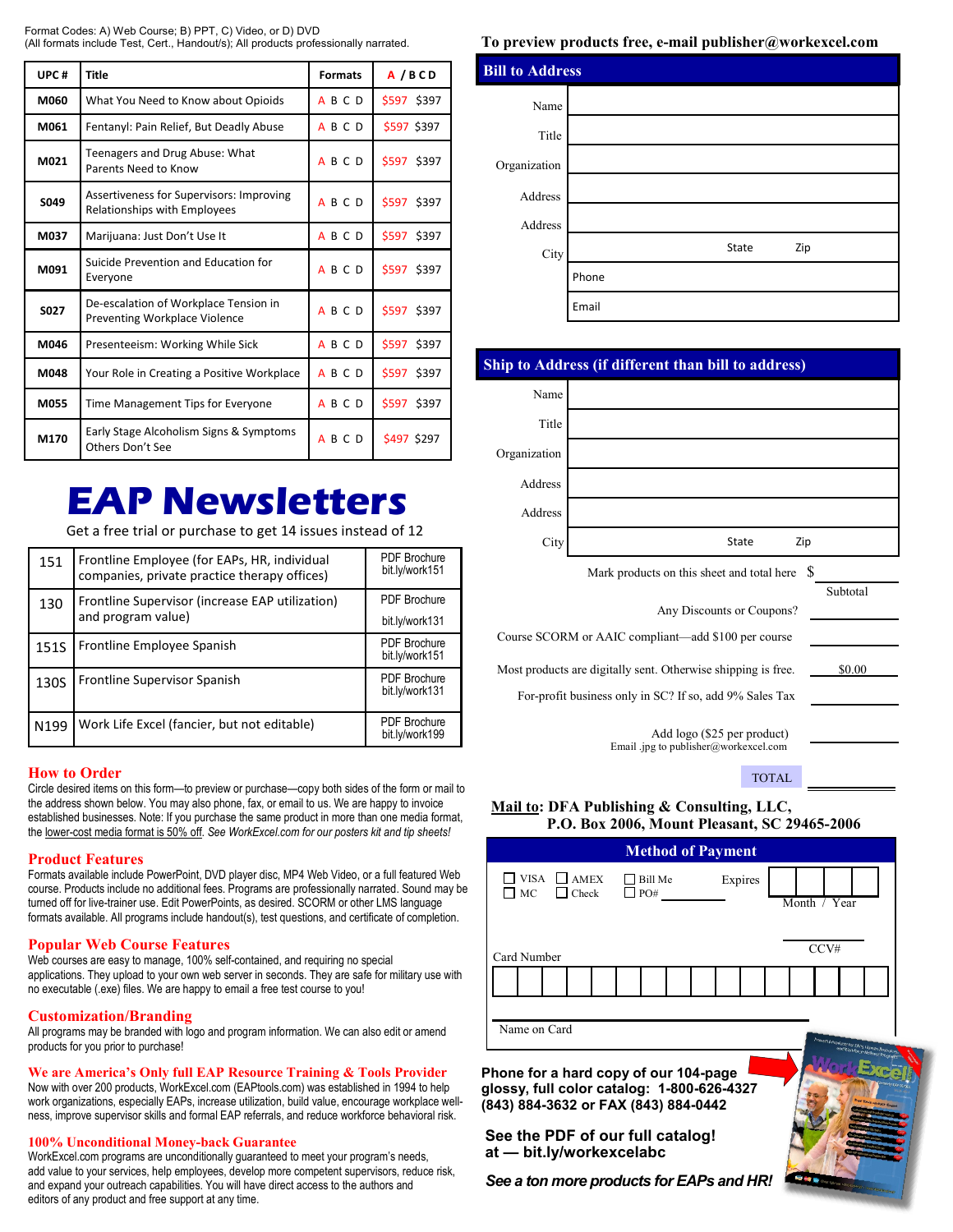Format Codes: A) Web Course; B) PPT, C) Video, or D) DVD
(All formats include Test, Cert., Handout/s); All products professionally narrated.

| UPC # | Title | Formats | A / B C D |
|---|---|---|---|
| M060 | What You Need to Know about Opioids | A B C D | $597 $397 |
| M061 | Fentanyl: Pain Relief, But Deadly Abuse | A B C D | $597 $397 |
| M021 | Teenagers and Drug Abuse: What Parents Need to Know | A B C D | $597 $397 |
| S049 | Assertiveness for Supervisors: Improving Relationships with Employees | A B C D | $597 $397 |
| M037 | Marijuana: Just Don't Use It | A B C D | $597 $397 |
| M091 | Suicide Prevention and Education for Everyone | A B C D | $597 $397 |
| S027 | De-escalation of Workplace Tension in Preventing Workplace Violence | A B C D | $597 $397 |
| M046 | Presenteeism: Working While Sick | A B C D | $597 $397 |
| M048 | Your Role in Creating a Positive Workplace | A B C D | $597 $397 |
| M055 | Time Management Tips for Everyone | A B C D | $597 $397 |
| M170 | Early Stage Alcoholism Signs & Symptoms Others Don't See | A B C D | $497 $297 |

# EAP Newsletters

Get a free trial or purchase to get 14 issues instead of 12

| | | |
|---|---|---|
| 151 | Frontline Employee (for EAPs, HR, individual companies, private practice therapy offices) | PDF Brochure bit.ly/work151 |
| 130 | Frontline Supervisor (increase EAP utilization) and program value) | PDF Brochure bit.ly/work131 |
| 151S | Frontline Employee Spanish | PDF Brochure bit.ly/work151 |
| 130S | Frontline Supervisor Spanish | PDF Brochure bit.ly/work131 |
| N199 | Work Life Excel (fancier, but not editable) | PDF Brochure bit.ly/work199 |

## How to Order

Circle desired items on this form—to preview or purchase—copy both sides of the form or mail to the address shown below. You may also phone, fax, or email to us. We are happy to invoice established businesses. Note: If you purchase the same product in more than one media format, the lower-cost media format is 50% off. *See WorkExcel.com for our posters kit and tip sheets!*

## Product Features

Formats available include PowerPoint, DVD player disc, MP4 Web Video, or a full featured Web course. Products include no additional fees. Programs are professionally narrated. Sound may be turned off for live-trainer use. Edit PowerPoints, as desired. SCORM or other LMS language formats available. All programs include handout(s), test questions, and certificate of completion.

## Popular Web Course Features

Web courses are easy to manage, 100% self-contained, and requiring no special applications. They upload to your own web server in seconds. They are safe for military use with no executable (.exe) files. We are happy to email a free test course to you!

## Customization/Branding

All programs may be branded with logo and program information. We can also edit or amend products for you prior to purchase!

## We are America's Only full EAP Resource Training & Tools Provider

Now with over 200 products, WorkExcel.com (EAPtools.com) was established in 1994 to help work organizations, especially EAPs, increase utilization, build value, encourage workplace well-ness, improve supervisor skills and formal EAP referrals, and reduce workforce behavioral risk.

## 100% Unconditional Money-back Guarantee

WorkExcel.com programs are unconditionally guaranteed to meet your program's needs, add value to your services, help employees, develop more competent supervisors, reduce risk, and expand your outreach capabilities. You will have direct access to the authors and editors of any product and free support at any time.

**To preview products free, e-mail publisher@workexcel.com**

## Bill to Address

Name

Title

Organization

Address

Address

City State Zip

Phone

Email

## Ship to Address (if different than bill to address)

Name

Title

Organization

Address

Address

City State Zip

Mark products on this sheet and total here $ ______ Subtotal

Any Discounts or Coupons? ______

Course SCORM or AAIC compliant—add $100 per course ______

Most products are digitally sent. Otherwise shipping is free. $0.00

For-profit business only in SC? If so, add 9% Sales Tax ______

Add logo ($25 per product) ______
Email .jpg to publisher@workexcel.com

TOTAL ______

**Mail to: DFA Publishing & Consulting, LLC,
P.O. Box 2006, Mount Pleasant, SC 29465-2006**

## Method of Payment

☐ VISA ☐ AMEX ☐ Bill Me Expires
☐ MC ☐ Check ☐ PO# ______ Month / Year

CCV#

Card Number

Name on Card

**Phone for a hard copy of our 104-page glossy, full color catalog: 1-800-626-4327 (843) 884-3632 or FAX (843) 884-0442**

**See the PDF of our full catalog! at — bit.ly/workexcelabc**

***See a ton more products for EAPs and HR!***